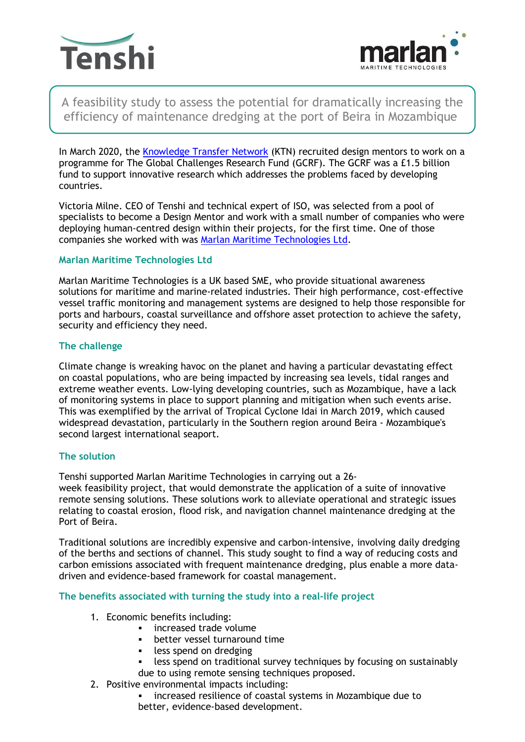Tenshi

marlan MARITIME TECHNOLOGIES

# A feasibility study to assess the potential for dramatically increasing the efficiency of maintenance dredging at the port of Beira in Mozambique

In March 2020, the [Knowledge Transfer Network](#) (KTN) recruited design mentors to work on a programme for The Global Challenges Research Fund (GCRF). The GCRF was a £1.5 billion fund to support innovative research which addresses the problems faced by developing countries.

Victoria Milne. CEO of Tenshi and technical expert of ISO, was selected from a pool of specialists to become a Design Mentor and work with a small number of companies who were deploying human-centred design within their projects, for the first time. One of those companies she worked with was [Marlan Maritime Technologies Ltd](#).

## Marlan Maritime Technologies Ltd

Marlan Maritime Technologies is a UK based SME, who provide situational awareness solutions for maritime and marine-related industries. Their high performance, cost-effective vessel traffic monitoring and management systems are designed to help those responsible for ports and harbours, coastal surveillance and offshore asset protection to achieve the safety, security and efficiency they need.

## The challenge

Climate change is wreaking havoc on the planet and having a particular devastating effect on coastal populations, who are being impacted by increasing sea levels, tidal ranges and extreme weather events. Low-lying developing countries, such as Mozambique, have a lack of monitoring systems in place to support planning and mitigation when such events arise. This was exemplified by the arrival of Tropical Cyclone Idai in March 2019, which caused widespread devastation, particularly in the Southern region around Beira - Mozambique's second largest international seaport.

## The solution

Tenshi supported Marlan Maritime Technologies in carrying out a 26-week feasibility project, that would demonstrate the application of a suite of innovative remote sensing solutions. These solutions work to alleviate operational and strategic issues relating to coastal erosion, flood risk, and navigation channel maintenance dredging at the Port of Beira.

Traditional solutions are incredibly expensive and carbon-intensive, involving daily dredging of the berths and sections of channel. This study sought to find a way of reducing costs and carbon emissions associated with frequent maintenance dredging, plus enable a more data-driven and evidence-based framework for coastal management.

## The benefits associated with turning the study into a real-life project

1. Economic benefits including:
   - increased trade volume
   - better vessel turnaround time
   - less spend on dredging
   - less spend on traditional survey techniques by focusing on sustainably due to using remote sensing techniques proposed.
2. Positive environmental impacts including:
   - increased resilience of coastal systems in Mozambique due to better, evidence-based development.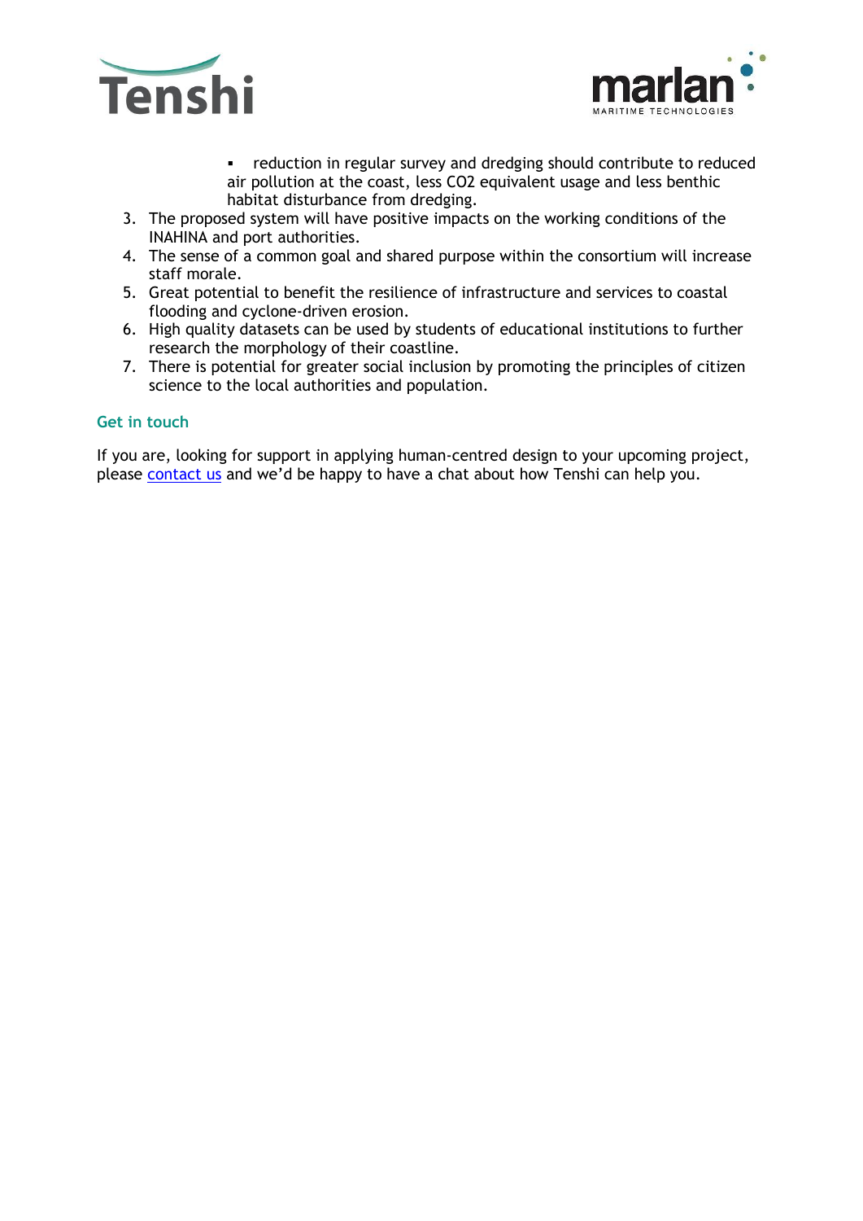- reduction in regular survey and dredging should contribute to reduced air pollution at the coast, less $CO_2$ equivalent usage and less benthic habitat disturbance from dredging.

3. The proposed system will have positive impacts on the working conditions of the INAHINA and port authorities.
4. The sense of a common goal and shared purpose within the consortium will increase staff morale.
5. Great potential to benefit the resilience of infrastructure and services to coastal flooding and cyclone-driven erosion.
6. High quality datasets can be used by students of educational institutions to further research the morphology of their coastline.
7. There is potential for greater social inclusion by promoting the principles of citizen science to the local authorities and population.

### Get in touch

If you are, looking for support in applying human-centred design to your upcoming project, please contact us and we'd be happy to have a chat about how Tenshi can help you.